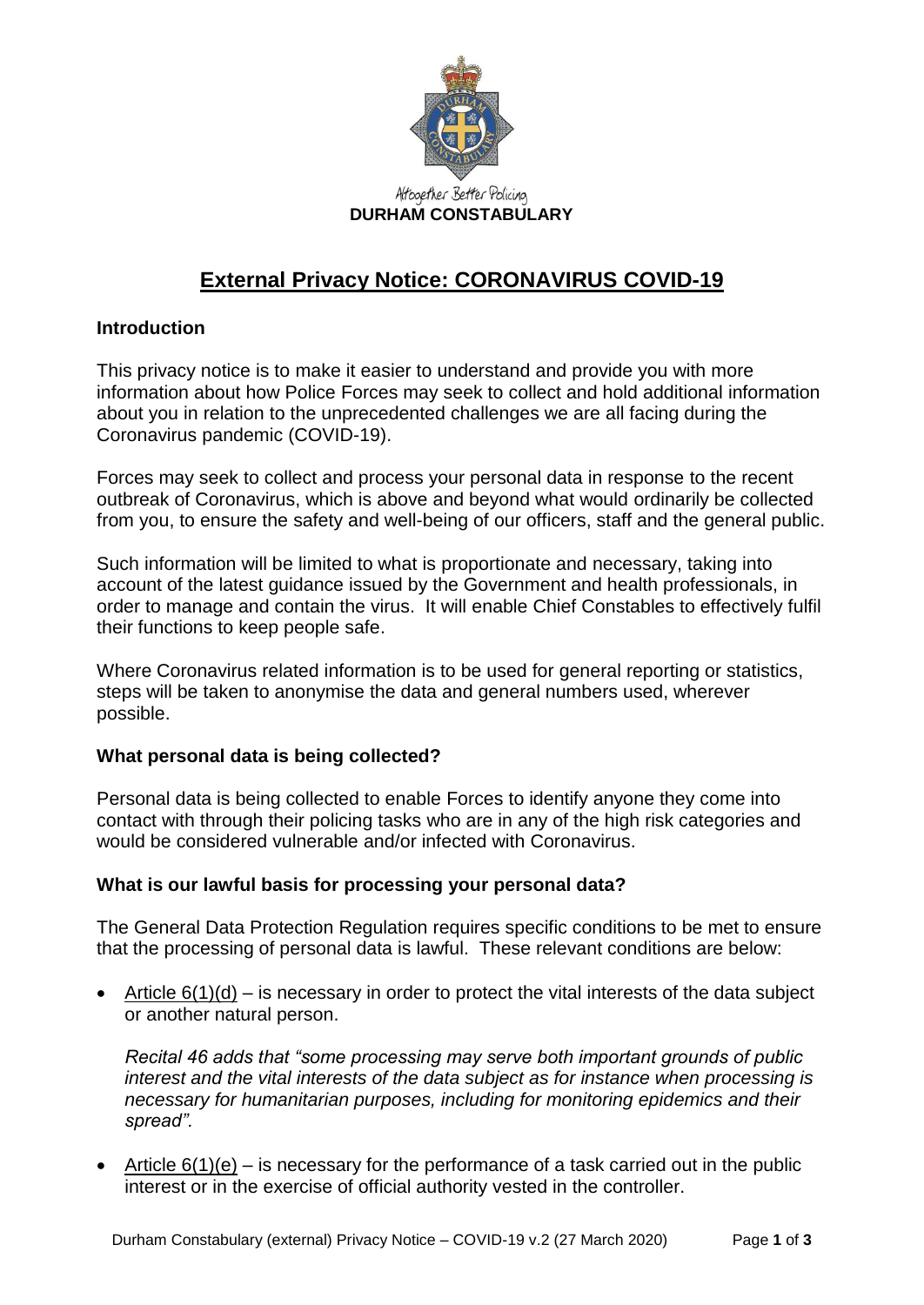Altogether Better Policing

**DURHAM CONSTABULARY**

# External Privacy Notice: CORONAVIRUS COVID-19

## Introduction

This privacy notice is to make it easier to understand and provide you with more information about how Police Forces may seek to collect and hold additional information about you in relation to the unprecedented challenges we are all facing during the Coronavirus pandemic (COVID-19).

Forces may seek to collect and process your personal data in response to the recent outbreak of Coronavirus, which is above and beyond what would ordinarily be collected from you, to ensure the safety and well-being of our officers, staff and the general public.

Such information will be limited to what is proportionate and necessary, taking into account of the latest guidance issued by the Government and health professionals, in order to manage and contain the virus. It will enable Chief Constables to effectively fulfil their functions to keep people safe.

Where Coronavirus related information is to be used for general reporting or statistics, steps will be taken to anonymise the data and general numbers used, wherever possible.

## What personal data is being collected?

Personal data is being collected to enable Forces to identify anyone they come into contact with through their policing tasks who are in any of the high risk categories and would be considered vulnerable and/or infected with Coronavirus.

## What is our lawful basis for processing your personal data?

The General Data Protection Regulation requires specific conditions to be met to ensure that the processing of personal data is lawful. These relevant conditions are below:

- Article 6(1)(d) – is necessary in order to protect the vital interests of the data subject or another natural person.

  *Recital 46 adds that "some processing may serve both important grounds of public interest and the vital interests of the data subject as for instance when processing is necessary for humanitarian purposes, including for monitoring epidemics and their spread".*

- Article 6(1)(e) – is necessary for the performance of a task carried out in the public interest or in the exercise of official authority vested in the controller.

Durham Constabulary (external) Privacy Notice – COVID-19 v.2 (27 March 2020)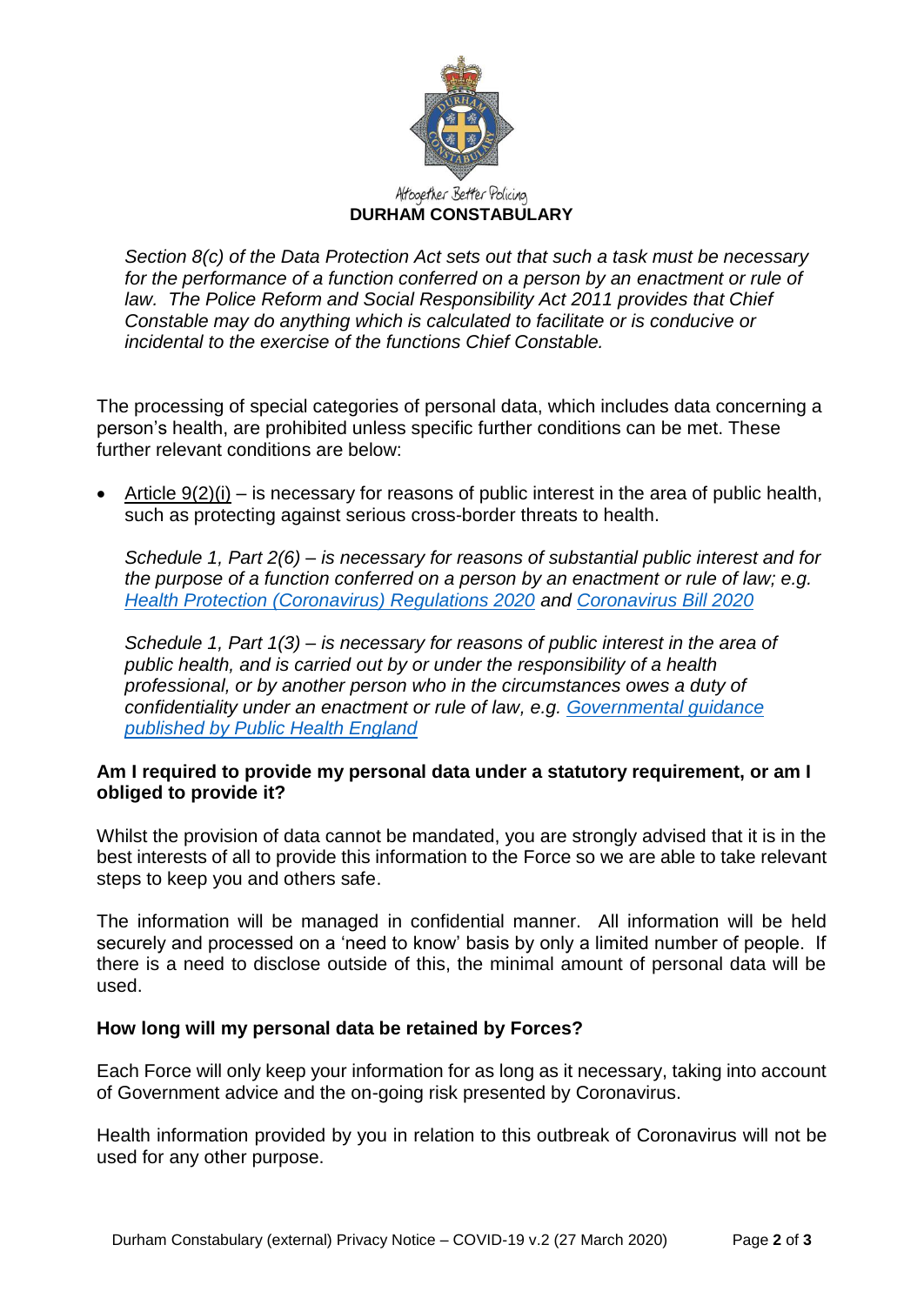*Section 8(c) of the Data Protection Act sets out that such a task must be necessary for the performance of a function conferred on a person by an enactment or rule of law. The Police Reform and Social Responsibility Act 2011 provides that Chief Constable may do anything which is calculated to facilitate or is conducive or incidental to the exercise of the functions Chief Constable.*

The processing of special categories of personal data, which includes data concerning a person's health, are prohibited unless specific further conditions can be met. These further relevant conditions are below:

- Article 9(2)(i) – is necessary for reasons of public interest in the area of public health, such as protecting against serious cross-border threats to health.

  *Schedule 1, Part 2(6) – is necessary for reasons of substantial public interest and for the purpose of a function conferred on a person by an enactment or rule of law; e.g. Health Protection (Coronavirus) Regulations 2020 and Coronavirus Bill 2020*

  *Schedule 1, Part 1(3) – is necessary for reasons of public interest in the area of public health, and is carried out by or under the responsibility of a health professional, or by another person who in the circumstances owes a duty of confidentiality under an enactment or rule of law, e.g. Governmental guidance published by Public Health England*

**Am I required to provide my personal data under a statutory requirement, or am I obliged to provide it?**

Whilst the provision of data cannot be mandated, you are strongly advised that it is in the best interests of all to provide this information to the Force so we are able to take relevant steps to keep you and others safe.

The information will be managed in confidential manner. All information will be held securely and processed on a 'need to know' basis by only a limited number of people. If there is a need to disclose outside of this, the minimal amount of personal data will be used.

**How long will my personal data be retained by Forces?**

Each Force will only keep your information for as long as it necessary, taking into account of Government advice and the on-going risk presented by Coronavirus.

Health information provided by you in relation to this outbreak of Coronavirus will not be used for any other purpose.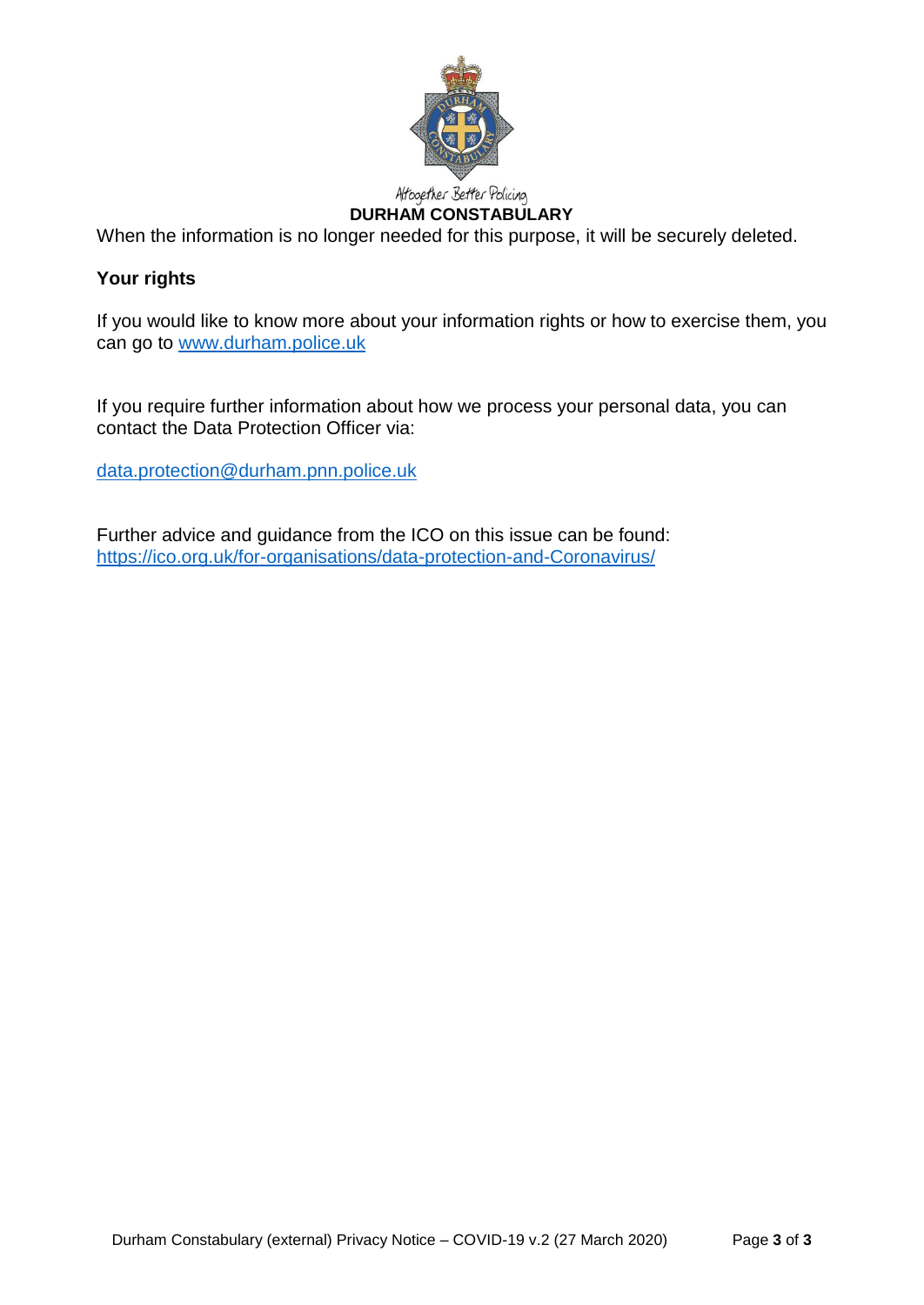When the information is no longer needed for this purpose, it will be securely deleted.

**Your rights**

If you would like to know more about your information rights or how to exercise them, you can go to www.durham.police.uk

If you require further information about how we process your personal data, you can contact the Data Protection Officer via:

data.protection@durham.pnn.police.uk

Further advice and guidance from the ICO on this issue can be found: https://ico.org.uk/for-organisations/data-protection-and-Coronavirus/